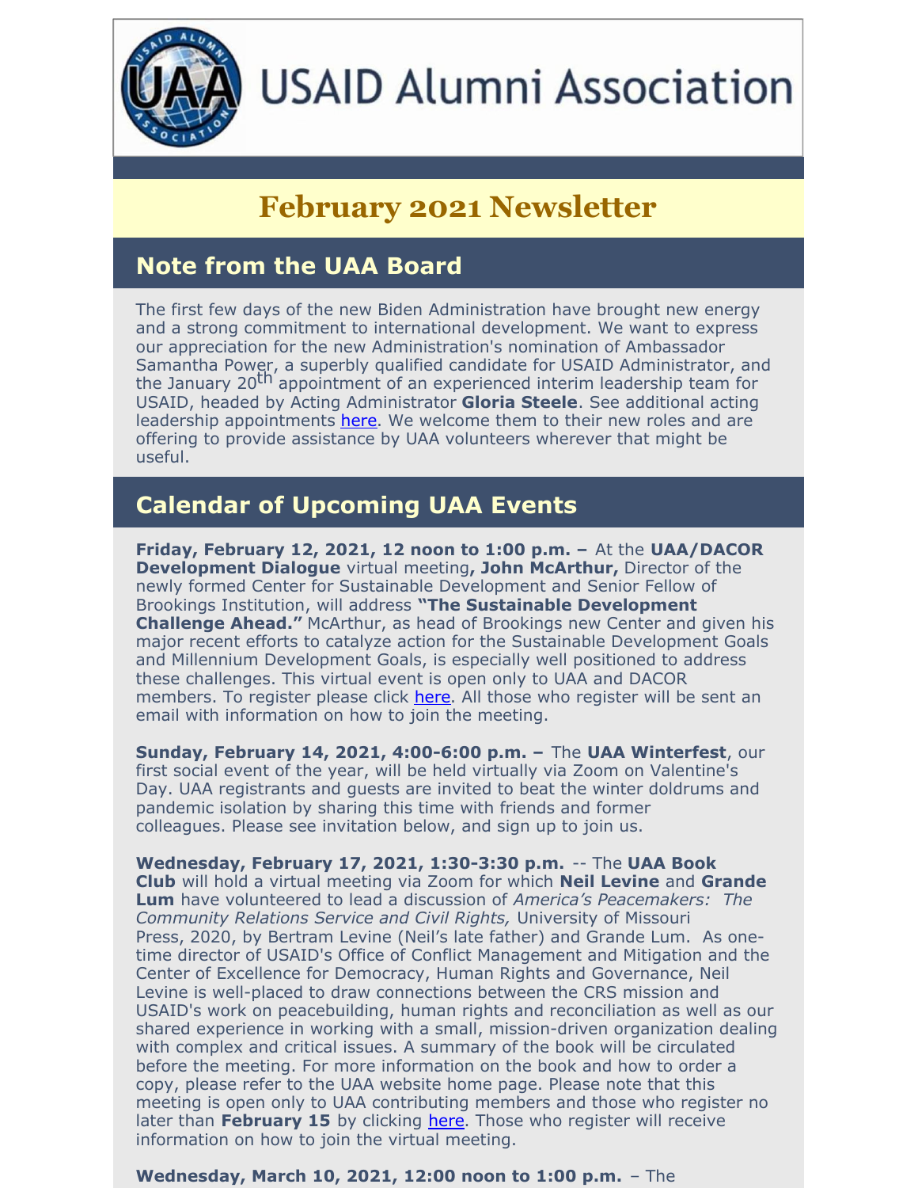# USAID Alumni Association

## February 2021 Newsletter

## Note from the UAA Board

The first few days of the new Biden Administration have brought new energy and a strong commitment to international development. We want to express our appreciation for the new Administration's nomination of Ambassador Samantha Power, a superbly qualified candidate for USAID Administrator, and the January 20th appointment of an experienced interim leadership team for USAID, headed by Acting Administrator **Gloria Steele**. See additional acting leadership appointments here. We welcome them to their new roles and are offering to provide assistance by UAA volunteers wherever that might be useful.

## Calendar of Upcoming UAA Events

**Friday, February 12, 2021, 12 noon to 1:00 p.m. –** At the **UAA/DACOR Development Dialogue** virtual meeting**, John McArthur,** Director of the newly formed Center for Sustainable Development and Senior Fellow of Brookings Institution, will address **"The Sustainable Development Challenge Ahead."** McArthur, as head of Brookings new Center and given his major recent efforts to catalyze action for the Sustainable Development Goals and Millennium Development Goals, is especially well positioned to address these challenges. This virtual event is open only to UAA and DACOR members. To register please click here. All those who register will be sent an email with information on how to join the meeting.

**Sunday, February 14, 2021, 4:00-6:00 p.m. –** The **UAA Winterfest**, our first social event of the year, will be held virtually via Zoom on Valentine's Day. UAA registrants and guests are invited to beat the winter doldrums and pandemic isolation by sharing this time with friends and former colleagues. Please see invitation below, and sign up to join us.

**Wednesday, February 17, 2021, 1:30-3:30 p.m.** -- The **UAA Book Club** will hold a virtual meeting via Zoom for which **Neil Levine** and **Grande Lum** have volunteered to lead a discussion of *America's Peacemakers: The Community Relations Service and Civil Rights,* University of Missouri Press, 2020, by Bertram Levine (Neil's late father) and Grande Lum. As one-time director of USAID's Office of Conflict Management and Mitigation and the Center of Excellence for Democracy, Human Rights and Governance, Neil Levine is well-placed to draw connections between the CRS mission and USAID's work on peacebuilding, human rights and reconciliation as well as our shared experience in working with a small, mission-driven organization dealing with complex and critical issues. A summary of the book will be circulated before the meeting. For more information on the book and how to order a copy, please refer to the UAA website home page. Please note that this meeting is open only to UAA contributing members and those who register no later than **February 15** by clicking here. Those who register will receive information on how to join the virtual meeting.

**Wednesday, March 10, 2021, 12:00 noon to 1:00 p.m.** – The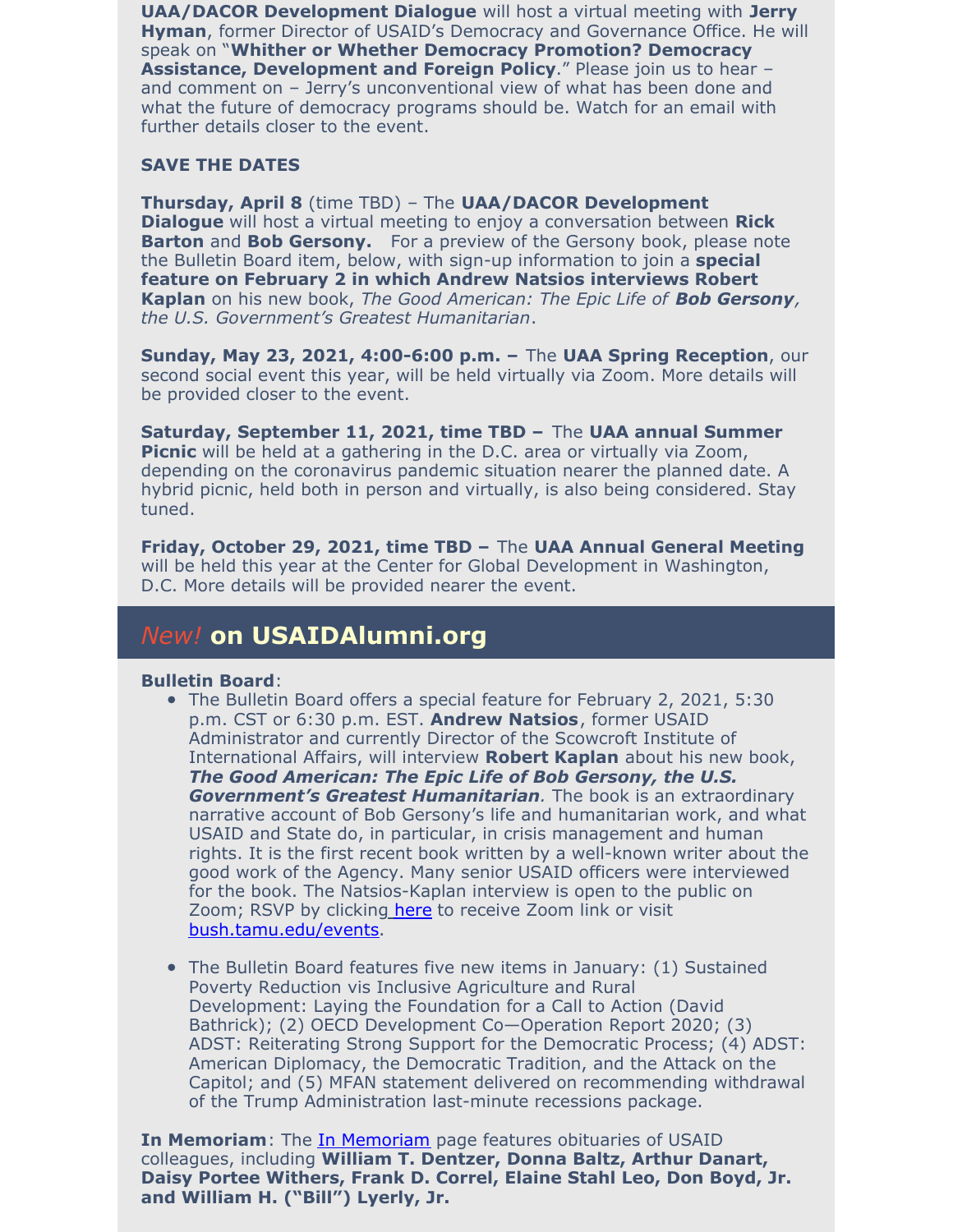**UAA/DACOR Development Dialogue** will host a virtual meeting with **Jerry Hyman**, former Director of USAID's Democracy and Governance Office. He will speak on "**Whither or Whether Democracy Promotion? Democracy Assistance, Development and Foreign Policy**." Please join us to hear – and comment on – Jerry's unconventional view of what has been done and what the future of democracy programs should be. Watch for an email with further details closer to the event.

**SAVE THE DATES**

**Thursday, April 8** (time TBD) – The **UAA/DACOR Development Dialogue** will host a virtual meeting to enjoy a conversation between **Rick Barton** and **Bob Gersony.** For a preview of the Gersony book, please note the Bulletin Board item, below, with sign-up information to join a **special feature on February 2 in which Andrew Natsios interviews Robert Kaplan** on his new book, *The Good American: The Epic Life of **Bob Gersony**, the U.S. Government's Greatest Humanitarian*.

**Sunday, May 23, 2021, 4:00-6:00 p.m. –** The **UAA Spring Reception**, our second social event this year, will be held virtually via Zoom. More details will be provided closer to the event.

**Saturday, September 11, 2021, time TBD –** The **UAA annual Summer Picnic** will be held at a gathering in the D.C. area or virtually via Zoom, depending on the coronavirus pandemic situation nearer the planned date. A hybrid picnic, held both in person and virtually, is also being considered. Stay tuned.

**Friday, October 29, 2021, time TBD –** The **UAA Annual General Meeting** will be held this year at the Center for Global Development in Washington, D.C. More details will be provided nearer the event.

## *New!* on USAIDAlumni.org

**Bulletin Board**:

- The Bulletin Board offers a special feature for February 2, 2021, 5:30 p.m. CST or 6:30 p.m. EST. **Andrew Natsios**, former USAID Administrator and currently Director of the Scowcroft Institute of International Affairs, will interview **Robert Kaplan** about his new book, ***The Good American: The Epic Life of Bob Gersony, the U.S. Government's Greatest Humanitarian**.* The book is an extraordinary narrative account of Bob Gersony's life and humanitarian work, and what USAID and State do, in particular, in crisis management and human rights. It is the first recent book written by a well-known writer about the good work of the Agency. Many senior USAID officers were interviewed for the book. The Natsios-Kaplan interview is open to the public on Zoom; RSVP by clicking here to receive Zoom link or visit bush.tamu.edu/events.
- The Bulletin Board features five new items in January: (1) Sustained Poverty Reduction vis Inclusive Agriculture and Rural Development: Laying the Foundation for a Call to Action (David Bathrick); (2) OECD Development Co—Operation Report 2020; (3) ADST: Reiterating Strong Support for the Democratic Process; (4) ADST: American Diplomacy, the Democratic Tradition, and the Attack on the Capitol; and (5) MFAN statement delivered on recommending withdrawal of the Trump Administration last-minute recessions package.

**In Memoriam**: The In Memoriam page features obituaries of USAID colleagues, including **William T. Dentzer, Donna Baltz, Arthur Danart, Daisy Portee Withers, Frank D. Correl, Elaine Stahl Leo, Don Boyd, Jr. and William H. ("Bill") Lyerly, Jr.**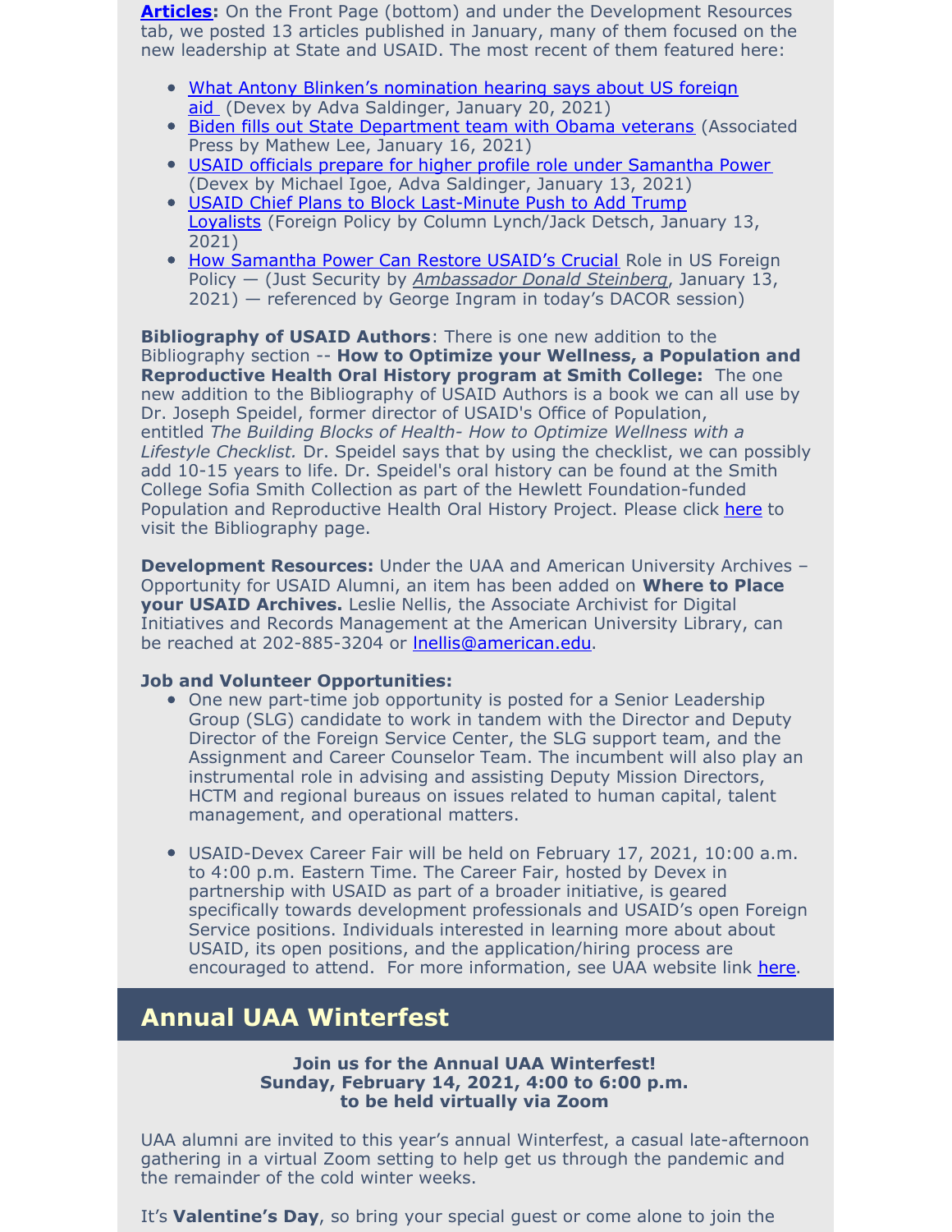**Articles**: On the Front Page (bottom) and under the Development Resources tab, we posted 13 articles published in January, many of them focused on the new leadership at State and USAID. The most recent of them featured here:

- What Antony Blinken's nomination hearing says about US foreign aid (Devex by Adva Saldinger, January 20, 2021)
- Biden fills out State Department team with Obama veterans (Associated Press by Mathew Lee, January 16, 2021)
- USAID officials prepare for higher profile role under Samantha Power (Devex by Michael Igoe, Adva Saldinger, January 13, 2021)
- USAID Chief Plans to Block Last-Minute Push to Add Trump Loyalists (Foreign Policy by Column Lynch/Jack Detsch, January 13, 2021)
- How Samantha Power Can Restore USAID's Crucial Role in US Foreign Policy — (Just Security by *Ambassador Donald Steinberg*, January 13, 2021) — referenced by George Ingram in today's DACOR session)

**Bibliography of USAID Authors**: There is one new addition to the Bibliography section -- **How to Optimize your Wellness, a Population and Reproductive Health Oral History program at Smith College:** The one new addition to the Bibliography of USAID Authors is a book we can all use by Dr. Joseph Speidel, former director of USAID's Office of Population, entitled *The Building Blocks of Health- How to Optimize Wellness with a Lifestyle Checklist.* Dr. Speidel says that by using the checklist, we can possibly add 10-15 years to life. Dr. Speidel's oral history can be found at the Smith College Sofia Smith Collection as part of the Hewlett Foundation-funded Population and Reproductive Health Oral History Project. Please click here to visit the Bibliography page.

**Development Resources:** Under the UAA and American University Archives – Opportunity for USAID Alumni, an item has been added on **Where to Place your USAID Archives.** Leslie Nellis, the Associate Archivist for Digital Initiatives and Records Management at the American University Library, can be reached at 202-885-3204 or lnellis@american.edu.

**Job and Volunteer Opportunities:**

- One new part-time job opportunity is posted for a Senior Leadership Group (SLG) candidate to work in tandem with the Director and Deputy Director of the Foreign Service Center, the SLG support team, and the Assignment and Career Counselor Team. The incumbent will also play an instrumental role in advising and assisting Deputy Mission Directors, HCTM and regional bureaus on issues related to human capital, talent management, and operational matters.

- USAID-Devex Career Fair will be held on February 17, 2021, 10:00 a.m. to 4:00 p.m. Eastern Time. The Career Fair, hosted by Devex in partnership with USAID as part of a broader initiative, is geared specifically towards development professionals and USAID's open Foreign Service positions. Individuals interested in learning more about about USAID, its open positions, and the application/hiring process are encouraged to attend. For more information, see UAA website link here.

## Annual UAA Winterfest

**Join us for the Annual UAA Winterfest!**
**Sunday, February 14, 2021, 4:00 to 6:00 p.m.**
**to be held virtually via Zoom**

UAA alumni are invited to this year's annual Winterfest, a casual late-afternoon gathering in a virtual Zoom setting to help get us through the pandemic and the remainder of the cold winter weeks.

It's **Valentine's Day**, so bring your special guest or come alone to join the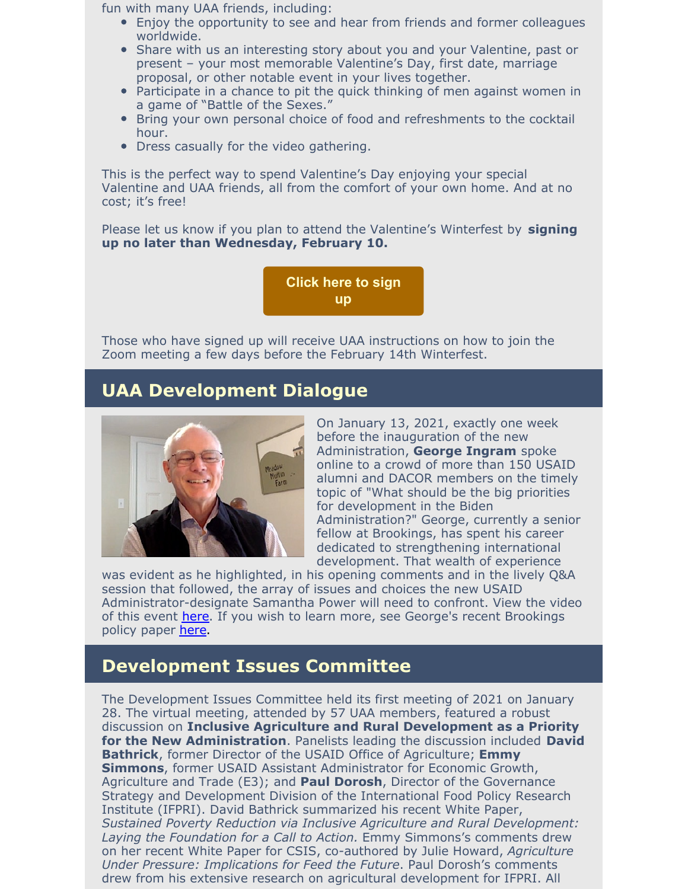fun with many UAA friends, including:

- Enjoy the opportunity to see and hear from friends and former colleagues worldwide.
- Share with us an interesting story about you and your Valentine, past or present – your most memorable Valentine's Day, first date, marriage proposal, or other notable event in your lives together.
- Participate in a chance to pit the quick thinking of men against women in a game of "Battle of the Sexes."
- Bring your own personal choice of food and refreshments to the cocktail hour.
- Dress casually for the video gathering.

This is the perfect way to spend Valentine's Day enjoying your special Valentine and UAA friends, all from the comfort of your own home. And at no cost; it's free!

Please let us know if you plan to attend the Valentine's Winterfest by **signing up no later than Wednesday, February 10.**

**Click here to sign up**

Those who have signed up will receive UAA instructions on how to join the Zoom meeting a few days before the February 14th Winterfest.

## UAA Development Dialogue

On January 13, 2021, exactly one week before the inauguration of the new Administration, **George Ingram** spoke online to a crowd of more than 150 USAID alumni and DACOR members on the timely topic of "What should be the big priorities for development in the Biden Administration?" George, currently a senior fellow at Brookings, has spent his career dedicated to strengthening international development. That wealth of experience was evident as he highlighted, in his opening comments and in the lively Q&A session that followed, the array of issues and choices the new USAID Administrator-designate Samantha Power will need to confront. View the video of this event here. If you wish to learn more, see George's recent Brookings policy paper here.

## Development Issues Committee

The Development Issues Committee held its first meeting of 2021 on January 28. The virtual meeting, attended by 57 UAA members, featured a robust discussion on **Inclusive Agriculture and Rural Development as a Priority for the New Administration**. Panelists leading the discussion included **David Bathrick**, former Director of the USAID Office of Agriculture; **Emmy Simmons**, former USAID Assistant Administrator for Economic Growth, Agriculture and Trade (E3); and **Paul Dorosh**, Director of the Governance Strategy and Development Division of the International Food Policy Research Institute (IFPRI). David Bathrick summarized his recent White Paper, *Sustained Poverty Reduction via Inclusive Agriculture and Rural Development: Laying the Foundation for a Call to Action.* Emmy Simmons's comments drew on her recent White Paper for CSIS, co-authored by Julie Howard, *Agriculture Under Pressure: Implications for Feed the Future*. Paul Dorosh's comments drew from his extensive research on agricultural development for IFPRI. All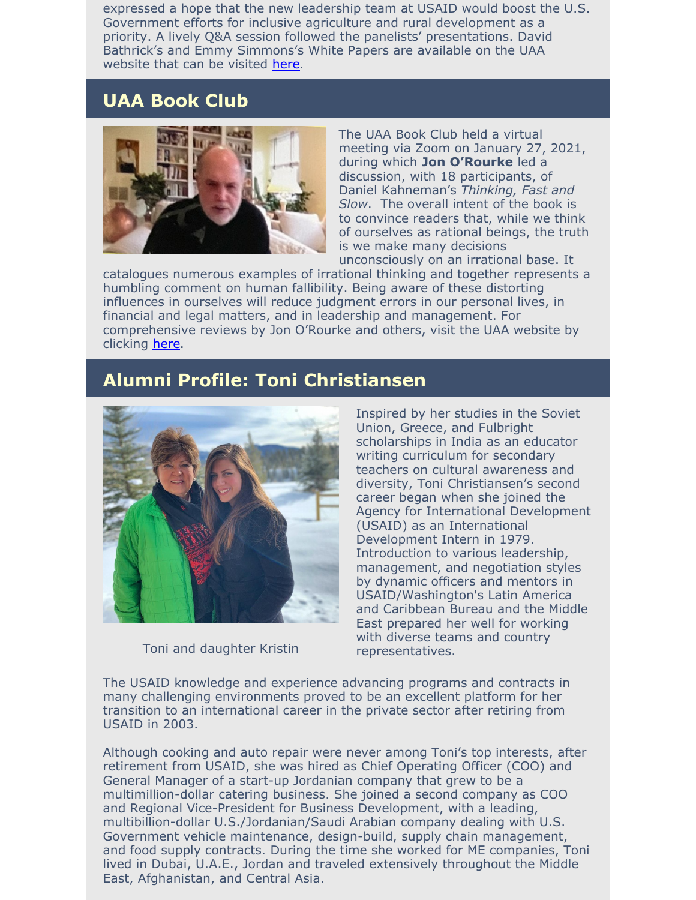expressed a hope that the new leadership team at USAID would boost the U.S. Government efforts for inclusive agriculture and rural development as a priority. A lively Q&A session followed the panelists' presentations. David Bathrick's and Emmy Simmons's White Papers are available on the UAA website that can be visited here.

## UAA Book Club

The UAA Book Club held a virtual meeting via Zoom on January 27, 2021, during which **Jon O'Rourke** led a discussion, with 18 participants, of Daniel Kahneman's *Thinking, Fast and Slow*. The overall intent of the book is to convince readers that, while we think of ourselves as rational beings, the truth is we make many decisions unconsciously on an irrational base. It catalogues numerous examples of irrational thinking and together represents a humbling comment on human fallibility. Being aware of these distorting influences in ourselves will reduce judgment errors in our personal lives, in financial and legal matters, and in leadership and management. For comprehensive reviews by Jon O'Rourke and others, visit the UAA website by clicking here.

## Alumni Profile: Toni Christiansen

Toni and daughter Kristin

Inspired by her studies in the Soviet Union, Greece, and Fulbright scholarships in India as an educator writing curriculum for secondary teachers on cultural awareness and diversity, Toni Christiansen's second career began when she joined the Agency for International Development (USAID) as an International Development Intern in 1979. Introduction to various leadership, management, and negotiation styles by dynamic officers and mentors in USAID/Washington's Latin America and Caribbean Bureau and the Middle East prepared her well for working with diverse teams and country representatives.

The USAID knowledge and experience advancing programs and contracts in many challenging environments proved to be an excellent platform for her transition to an international career in the private sector after retiring from USAID in 2003.

Although cooking and auto repair were never among Toni's top interests, after retirement from USAID, she was hired as Chief Operating Officer (COO) and General Manager of a start-up Jordanian company that grew to be a multimillion-dollar catering business. She joined a second company as COO and Regional Vice-President for Business Development, with a leading, multibillion-dollar U.S./Jordanian/Saudi Arabian company dealing with U.S. Government vehicle maintenance, design-build, supply chain management, and food supply contracts. During the time she worked for ME companies, Toni lived in Dubai, U.A.E., Jordan and traveled extensively throughout the Middle East, Afghanistan, and Central Asia.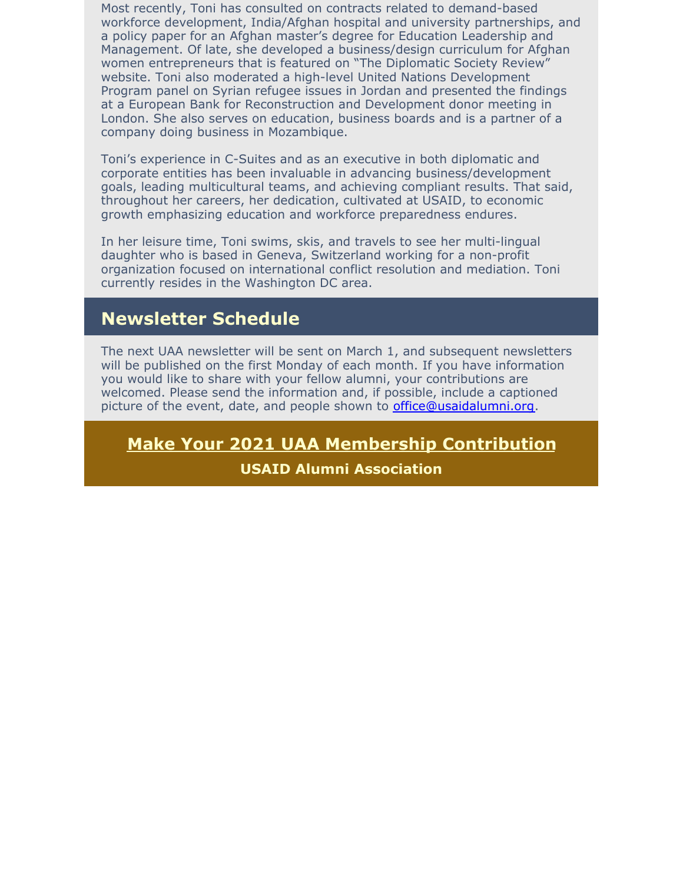Most recently, Toni has consulted on contracts related to demand-based workforce development, India/Afghan hospital and university partnerships, and a policy paper for an Afghan master's degree for Education Leadership and Management. Of late, she developed a business/design curriculum for Afghan women entrepreneurs that is featured on "The Diplomatic Society Review" website. Toni also moderated a high-level United Nations Development Program panel on Syrian refugee issues in Jordan and presented the findings at a European Bank for Reconstruction and Development donor meeting in London. She also serves on education, business boards and is a partner of a company doing business in Mozambique.

Toni's experience in C-Suites and as an executive in both diplomatic and corporate entities has been invaluable in advancing business/development goals, leading multicultural teams, and achieving compliant results. That said, throughout her careers, her dedication, cultivated at USAID, to economic growth emphasizing education and workforce preparedness endures.

In her leisure time, Toni swims, skis, and travels to see her multi-lingual daughter who is based in Geneva, Switzerland working for a non-profit organization focused on international conflict resolution and mediation. Toni currently resides in the Washington DC area.

## Newsletter Schedule

The next UAA newsletter will be sent on March 1, and subsequent newsletters will be published on the first Monday of each month. If you have information you would like to share with your fellow alumni, your contributions are welcomed. Please send the information and, if possible, include a captioned picture of the event, date, and people shown to office@usaidalumni.org.

**Make Your 2021 UAA Membership Contribution**

**USAID Alumni Association**